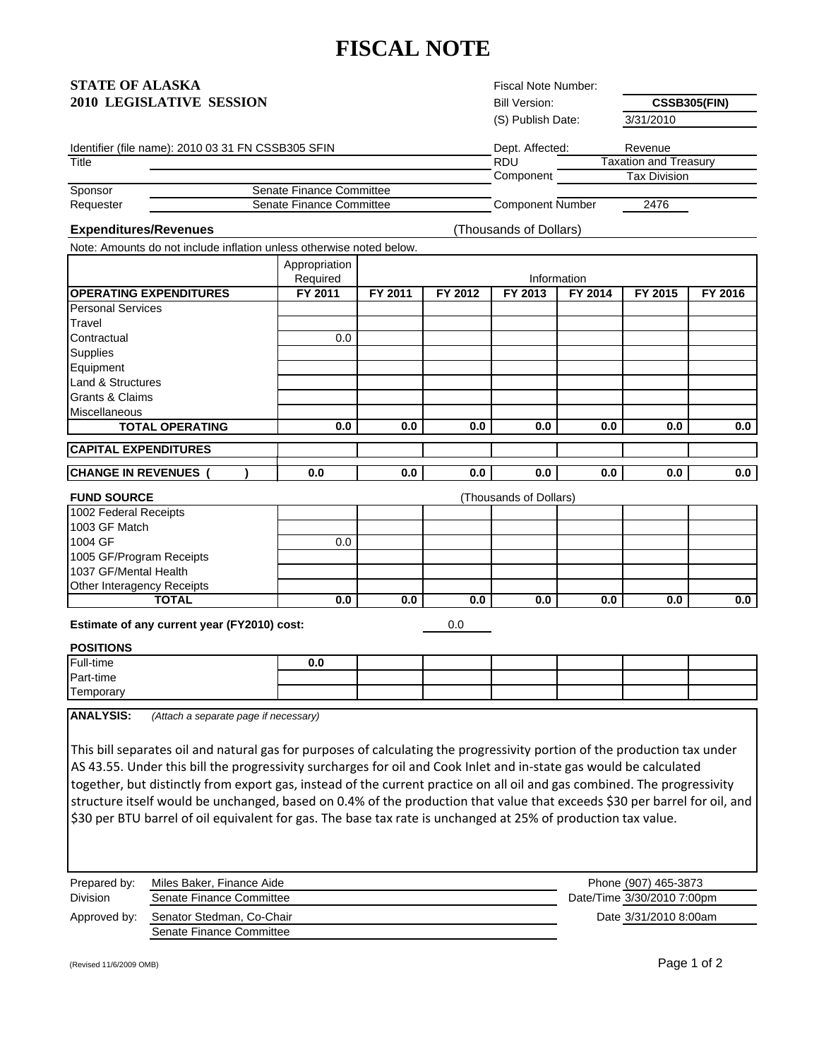# FISCAL NOTE

**STATE OF ALASKA**
**2010 LEGISLATIVE SESSION**

| | |
|---|---|
| Fiscal Note Number: | |
| Bill Version: | **CSSB305(FIN)** |
| (S) Publish Date: | 3/31/2010 |

Identifier (file name): 2010 03 31 FN CSSB305 SFIN

| | | | |
|---|---|---|---|
| Title | | Dept. Affected: | Revenue |
| | | RDU | Taxation and Treasury |
| | | Component | Tax Division |
| Sponsor | Senate Finance Committee | | |
| Requester | Senate Finance Committee | Component Number | 2476 |

**Expenditures/Revenues** (Thousands of Dollars)

Note: Amounts do not include inflation unless otherwise noted below.

| | Appropriation Required | Information | | | | | |
|---|---|---|---|---|---|---|---|
| **OPERATING EXPENDITURES** | **FY 2011** | **FY 2011** | **FY 2012** | **FY 2013** | **FY 2014** | **FY 2015** | **FY 2016** |
| Personal Services | | | | | | | |
| Travel | | | | | | | |
| Contractual | 0.0 | | | | | | |
| Supplies | | | | | | | |
| Equipment | | | | | | | |
| Land & Structures | | | | | | | |
| Grants & Claims | | | | | | | |
| Miscellaneous | | | | | | | |
| **TOTAL OPERATING** | **0.0** | **0.0** | **0.0** | **0.0** | **0.0** | **0.0** | **0.0** |
| **CAPITAL EXPENDITURES** | | | | | | | |
| **CHANGE IN REVENUES ( )** | **0.0** | **0.0** | **0.0** | **0.0** | **0.0** | **0.0** | **0.0** |

**FUND SOURCE** (Thousands of Dollars)

| | | | | | | | |
|---|---|---|---|---|---|---|---|
| 1002 Federal Receipts | | | | | | | |
| 1003 GF Match | | | | | | | |
| 1004 GF | 0.0 | | | | | | |
| 1005 GF/Program Receipts | | | | | | | |
| 1037 GF/Mental Health | | | | | | | |
| Other Interagency Receipts | | | | | | | |
| **TOTAL** | **0.0** | **0.0** | **0.0** | **0.0** | **0.0** | **0.0** | **0.0** |

**Estimate of any current year (FY2010) cost:** 0.0

**POSITIONS**

| | | | | | | | |
|---|---|---|---|---|---|---|---|
| Full-time | **0.0** | | | | | | |
| Part-time | | | | | | | |
| Temporary | | | | | | | |

**ANALYSIS:** *(Attach a separate page if necessary)*

This bill separates oil and natural gas for purposes of calculating the progressivity portion of the production tax under AS 43.55. Under this bill the progressivity surcharges for oil and Cook Inlet and in-state gas would be calculated together, but distinctly from export gas, instead of the current practice on all oil and gas combined. The progressivity structure itself would be unchanged, based on 0.4% of the production that value that exceeds $30 per barrel for oil, and $30 per BTU barrel of oil equivalent for gas. The base tax rate is unchanged at 25% of production tax value.

| | | | |
|---|---|---|---|
| Prepared by: | Miles Baker, Finance Aide | Phone | (907) 465-3873 |
| Division | Senate Finance Committee | Date/Time | 3/30/2010 7:00pm |
| Approved by: | Senator Stedman, Co-Chair | Date | 3/31/2010 8:00am |
| | Senate Finance Committee | | |

(Revised 11/6/2009 OMB)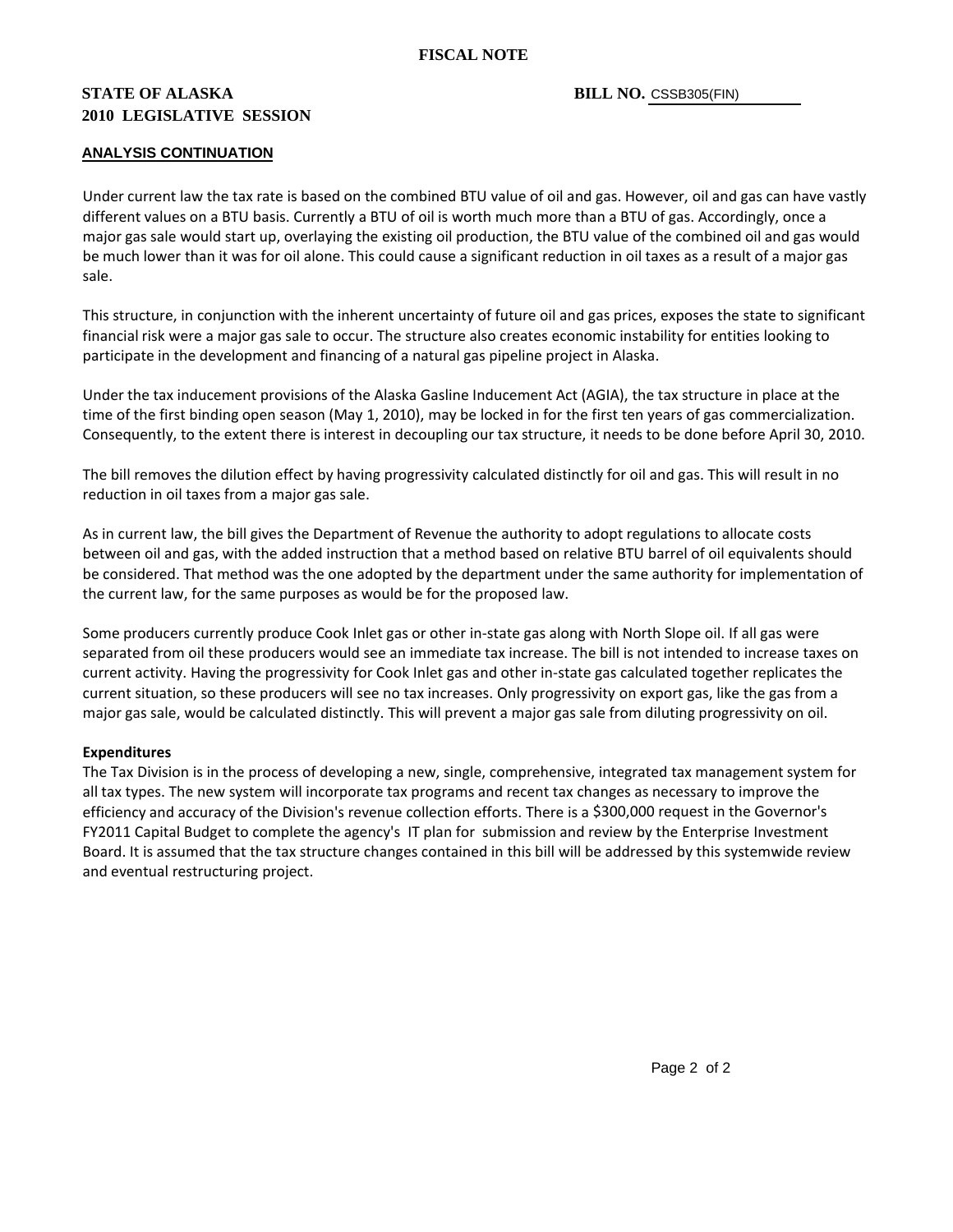# FISCAL NOTE

**STATE OF ALASKA** **BILL NO.** CSSB305(FIN)
**2010 LEGISLATIVE SESSION**

## ANALYSIS CONTINUATION

Under current law the tax rate is based on the combined BTU value of oil and gas. However, oil and gas can have vastly different values on a BTU basis. Currently a BTU of oil is worth much more than a BTU of gas. Accordingly, once a major gas sale would start up, overlaying the existing oil production, the BTU value of the combined oil and gas would be much lower than it was for oil alone. This could cause a significant reduction in oil taxes as a result of a major gas sale.

This structure, in conjunction with the inherent uncertainty of future oil and gas prices, exposes the state to significant financial risk were a major gas sale to occur. The structure also creates economic instability for entities looking to participate in the development and financing of a natural gas pipeline project in Alaska.

Under the tax inducement provisions of the Alaska Gasline Inducement Act (AGIA), the tax structure in place at the time of the first binding open season (May 1, 2010), may be locked in for the first ten years of gas commercialization. Consequently, to the extent there is interest in decoupling our tax structure, it needs to be done before April 30, 2010.

The bill removes the dilution effect by having progressivity calculated distinctly for oil and gas. This will result in no reduction in oil taxes from a major gas sale.

As in current law, the bill gives the Department of Revenue the authority to adopt regulations to allocate costs between oil and gas, with the added instruction that a method based on relative BTU barrel of oil equivalents should be considered. That method was the one adopted by the department under the same authority for implementation of the current law, for the same purposes as would be for the proposed law.

Some producers currently produce Cook Inlet gas or other in-state gas along with North Slope oil. If all gas were separated from oil these producers would see an immediate tax increase. The bill is not intended to increase taxes on current activity. Having the progressivity for Cook Inlet gas and other in-state gas calculated together replicates the current situation, so these producers will see no tax increases. Only progressivity on export gas, like the gas from a major gas sale, would be calculated distinctly. This will prevent a major gas sale from diluting progressivity on oil.

**Expenditures**
The Tax Division is in the process of developing a new, single, comprehensive, integrated tax management system for all tax types. The new system will incorporate tax programs and recent tax changes as necessary to improve the efficiency and accuracy of the Division's revenue collection efforts. There is a $300,000 request in the Governor's FY2011 Capital Budget to complete the agency's IT plan for submission and review by the Enterprise Investment Board. It is assumed that the tax structure changes contained in this bill will be addressed by this systemwide review and eventual restructuring project.